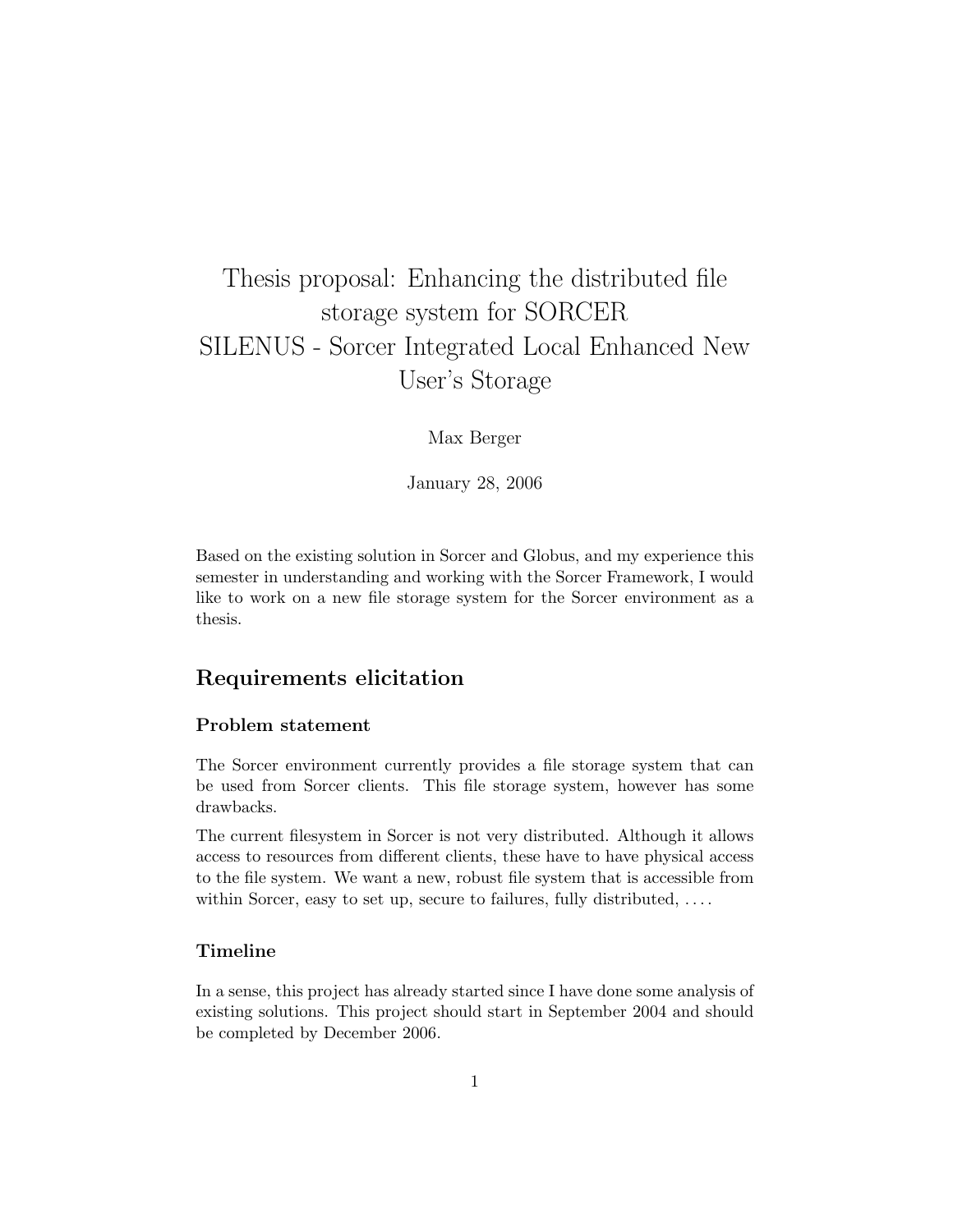# Thesis proposal: Enhancing the distributed file storage system for SORCER
# SILENUS - Sorcer Integrated Local Enhanced New User's Storage

Max Berger

January 28, 2006

Based on the existing solution in Sorcer and Globus, and my experience this semester in understanding and working with the Sorcer Framework, I would like to work on a new file storage system for the Sorcer environment as a thesis.

## Requirements elicitation

### Problem statement

The Sorcer environment currently provides a file storage system that can be used from Sorcer clients. This file storage system, however has some drawbacks.

The current filesystem in Sorcer is not very distributed. Although it allows access to resources from different clients, these have to have physical access to the file system. We want a new, robust file system that is accessible from within Sorcer, easy to set up, secure to failures, fully distributed, ....

### Timeline

In a sense, this project has already started since I have done some analysis of existing solutions. This project should start in September 2004 and should be completed by December 2006.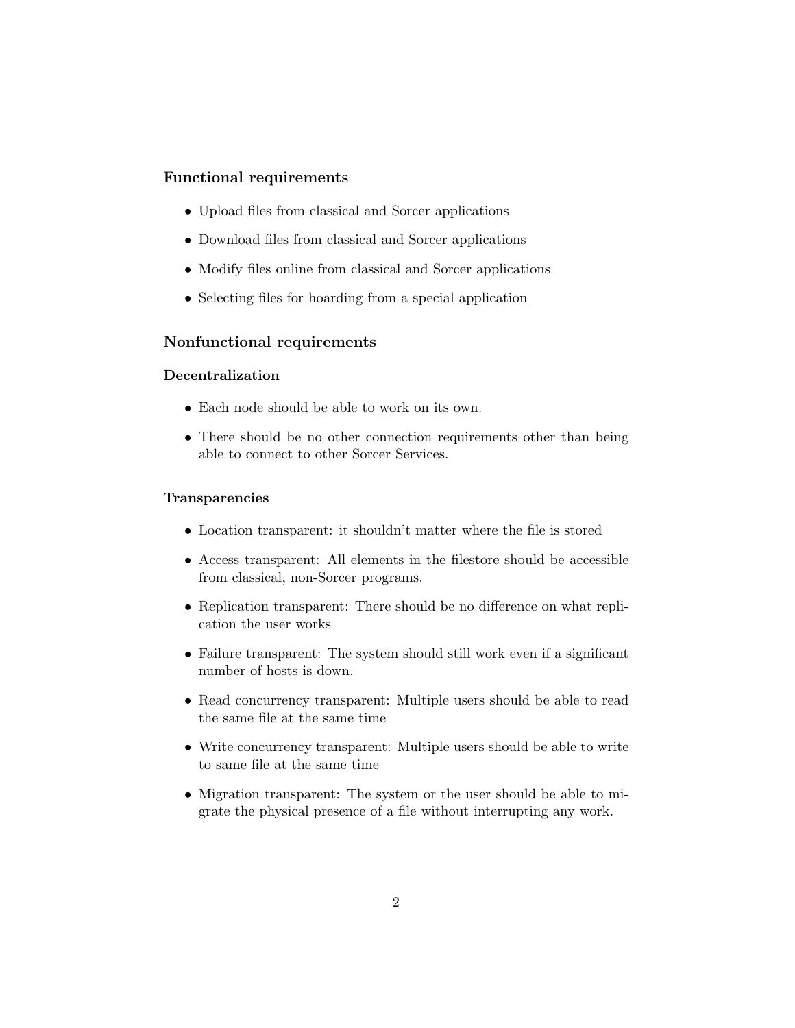### Functional requirements

- Upload files from classical and Sorcer applications
- Download files from classical and Sorcer applications
- Modify files online from classical and Sorcer applications
- Selecting files for hoarding from a special application

### Nonfunctional requirements

#### Decentralization

- Each node should be able to work on its own.
- There should be no other connection requirements other than being able to connect to other Sorcer Services.

#### Transparencies

- Location transparent: it shouldn't matter where the file is stored
- Access transparent: All elements in the filestore should be accessible from classical, non-Sorcer programs.
- Replication transparent: There should be no difference on what replication the user works
- Failure transparent: The system should still work even if a significant number of hosts is down.
- Read concurrency transparent: Multiple users should be able to read the same file at the same time
- Write concurrency transparent: Multiple users should be able to write to same file at the same time
- Migration transparent: The system or the user should be able to migrate the physical presence of a file without interrupting any work.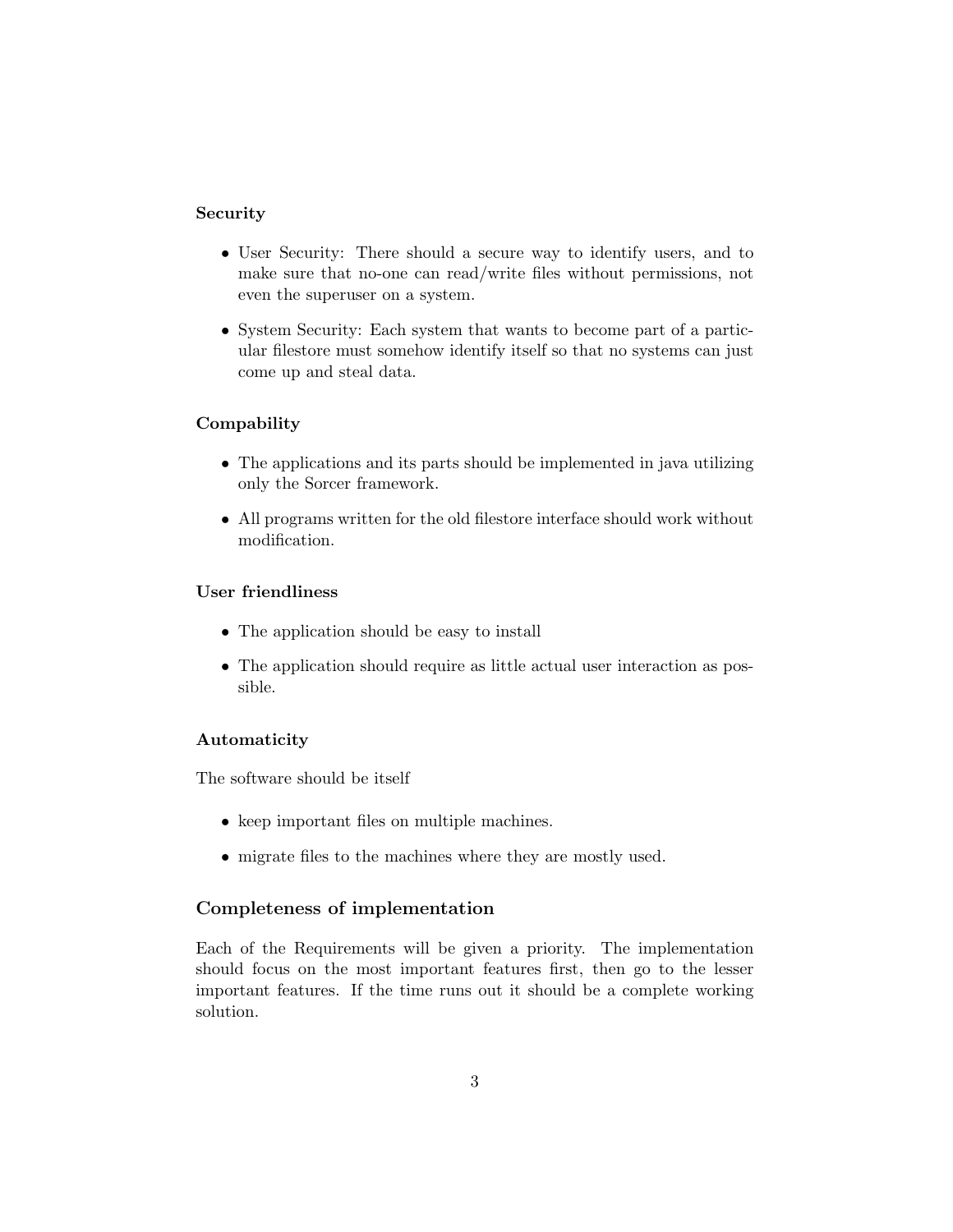**Security**

- User Security: There should a secure way to identify users, and to make sure that no-one can read/write files without permissions, not even the superuser on a system.
- System Security: Each system that wants to become part of a particular filestore must somehow identify itself so that no systems can just come up and steal data.

**Compability**

- The applications and its parts should be implemented in java utilizing only the Sorcer framework.
- All programs written for the old filestore interface should work without modification.

**User friendliness**

- The application should be easy to install
- The application should require as little actual user interaction as possible.

**Automaticity**

The software should be itself

- keep important files on multiple machines.
- migrate files to the machines where they are mostly used.

### Completeness of implementation

Each of the Requirements will be given a priority. The implementation should focus on the most important features first, then go to the lesser important features. If the time runs out it should be a complete working solution.